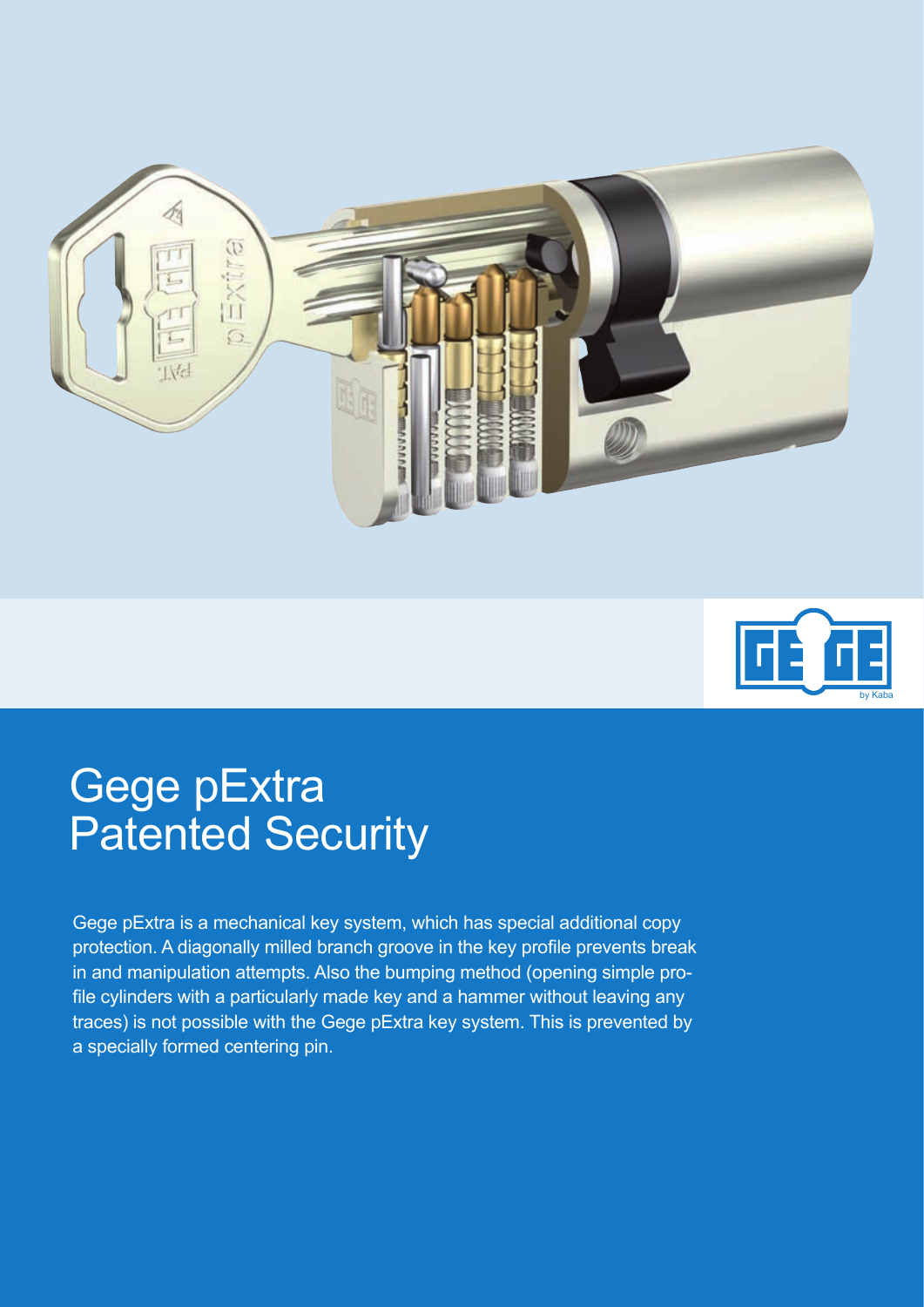# Gege pExtra Patented Security

Gege pExtra is a mechanical key system, which has special additional copy protection. A diagonally milled branch groove in the key profile prevents break in and manipulation attempts. Also the bumping method (opening simple profile cylinders with a particularly made key and a hammer without leaving any traces) is not possible with the Gege pExtra key system. This is prevented by a specially formed centering pin.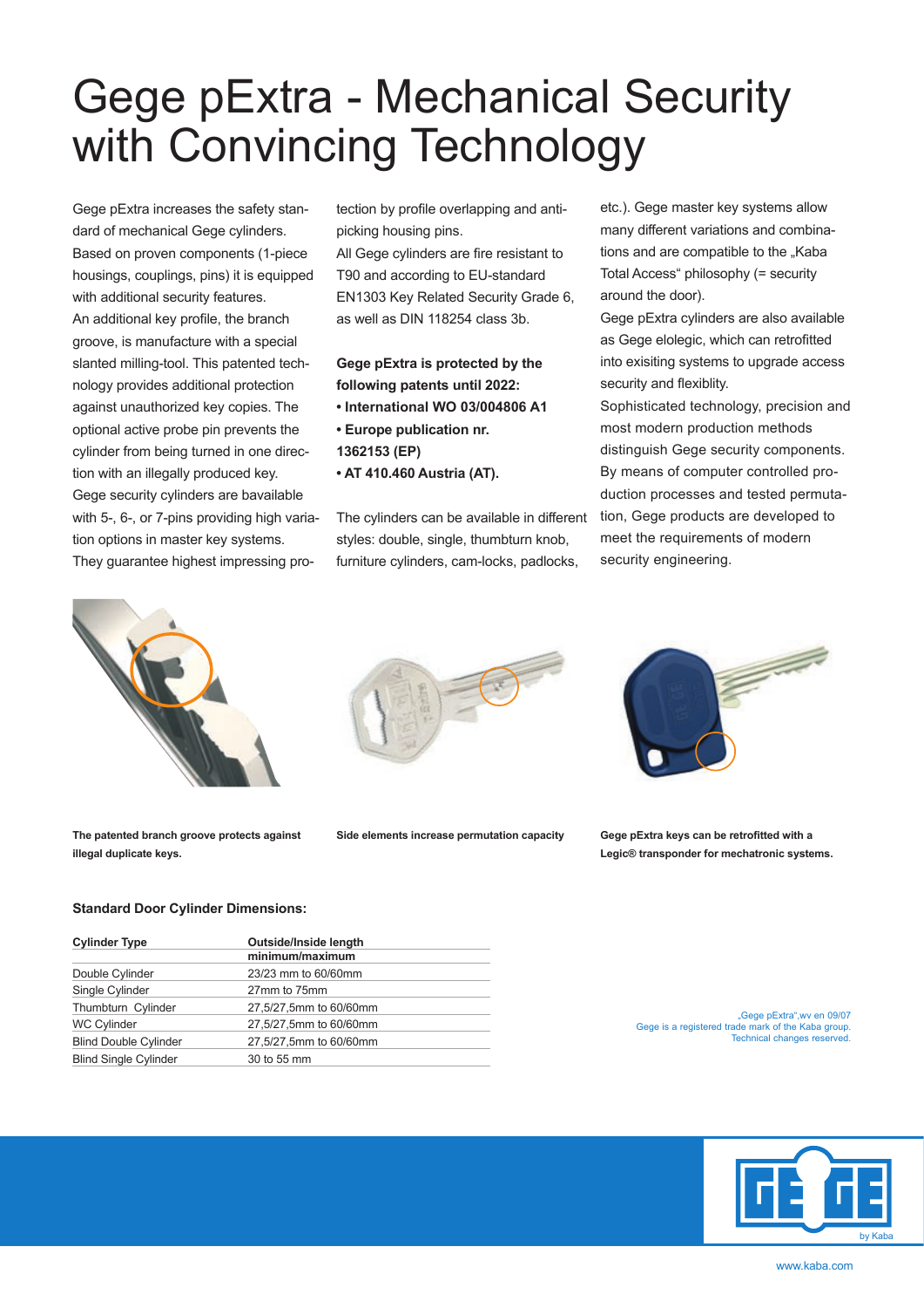# Gege pExtra - Mechanical Security with Convincing Technology

Gege pExtra increases the safety standard of mechanical Gege cylinders. Based on proven components (1-piece housings, couplings, pins) it is equipped with additional security features.
An additional key profile, the branch groove, is manufacture with a special slanted milling-tool. This patented technology provides additional protection against unauthorized key copies. The optional active probe pin prevents the cylinder from being turned in one direction with an illegally produced key.
Gege security cylinders are bavailable with 5-, 6-, or 7-pins providing high variation options in master key systems.
They guarantee highest impressing protection by profile overlapping and anti-picking housing pins.
All Gege cylinders are fire resistant to T90 and according to EU-standard EN1303 Key Related Security Grade 6, as well as DIN 118254 class 3b.

**Gege pExtra is protected by the following patents until 2022:**

- **International WO 03/004806 A1**
- **Europe publication nr. 1362153 (EP)**
- **AT 410.460 Austria (AT).**

The cylinders can be available in different styles: double, single, thumbturn knob, furniture cylinders, cam-locks, padlocks, etc.). Gege master key systems allow many different variations and combinations and are compatible to the „Kaba Total Access“ philosophy (= security around the door).
Gege pExtra cylinders are also available as Gege elolegic, which can retrofitted into exisiting systems to upgrade access security and flexiblity.
Sophisticated technology, precision and most modern production methods distinguish Gege security components. By means of computer controlled production processes and tested permutation, Gege products are developed to meet the requirements of modern security engineering.

**The patented branch groove protects against illegal duplicate keys.**

**Side elements increase permutation capacity**

**Gege pExtra keys can be retrofitted with a Legic® transponder for mechatronic systems.**

**Standard Door Cylinder Dimensions:**

| Cylinder Type | Outside/Inside length minimum/maximum |
|---|---|
| Double Cylinder | 23/23 mm to 60/60mm |
| Single Cylinder | 27mm to 75mm |
| Thumbturn Cylinder | 27,5/27,5mm to 60/60mm |
| WC Cylinder | 27,5/27,5mm to 60/60mm |
| Blind Double Cylinder | 27,5/27,5mm to 60/60mm |
| Blind Single Cylinder | 30 to 55 mm |

„Gege pExtra",wv en 09/07
Gege is a registered trade mark of the Kaba group.
Technical changes reserved.

GEGE by Kaba

www.kaba.com